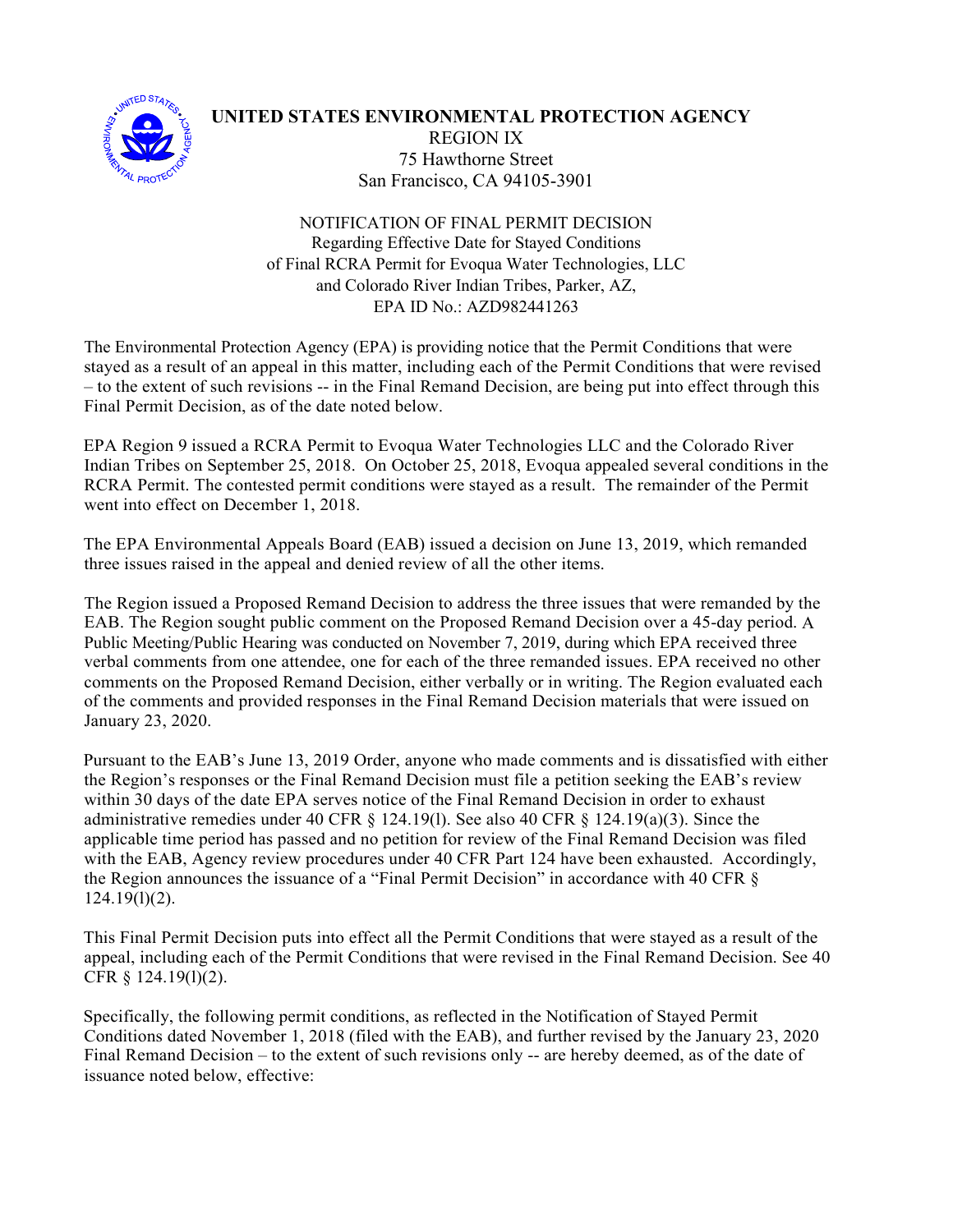# UNITED STATES ENVIRONMENTAL PROTECTION AGENCY

REGION IX
75 Hawthorne Street
San Francisco, CA 94105-3901

NOTIFICATION OF FINAL PERMIT DECISION
Regarding Effective Date for Stayed Conditions
of Final RCRA Permit for Evoqua Water Technologies, LLC
and Colorado River Indian Tribes, Parker, AZ,
EPA ID No.: AZD982441263

The Environmental Protection Agency (EPA) is providing notice that the Permit Conditions that were stayed as a result of an appeal in this matter, including each of the Permit Conditions that were revised – to the extent of such revisions -- in the Final Remand Decision, are being put into effect through this Final Permit Decision, as of the date noted below.

EPA Region 9 issued a RCRA Permit to Evoqua Water Technologies LLC and the Colorado River Indian Tribes on September 25, 2018. On October 25, 2018, Evoqua appealed several conditions in the RCRA Permit. The contested permit conditions were stayed as a result. The remainder of the Permit went into effect on December 1, 2018.

The EPA Environmental Appeals Board (EAB) issued a decision on June 13, 2019, which remanded three issues raised in the appeal and denied review of all the other items.

The Region issued a Proposed Remand Decision to address the three issues that were remanded by the EAB. The Region sought public comment on the Proposed Remand Decision over a 45-day period. A Public Meeting/Public Hearing was conducted on November 7, 2019, during which EPA received three verbal comments from one attendee, one for each of the three remanded issues. EPA received no other comments on the Proposed Remand Decision, either verbally or in writing. The Region evaluated each of the comments and provided responses in the Final Remand Decision materials that were issued on January 23, 2020.

Pursuant to the EAB's June 13, 2019 Order, anyone who made comments and is dissatisfied with either the Region's responses or the Final Remand Decision must file a petition seeking the EAB's review within 30 days of the date EPA serves notice of the Final Remand Decision in order to exhaust administrative remedies under 40 CFR § 124.19(l). See also 40 CFR § 124.19(a)(3). Since the applicable time period has passed and no petition for review of the Final Remand Decision was filed with the EAB, Agency review procedures under 40 CFR Part 124 have been exhausted. Accordingly, the Region announces the issuance of a "Final Permit Decision" in accordance with 40 CFR § 124.19(l)(2).

This Final Permit Decision puts into effect all the Permit Conditions that were stayed as a result of the appeal, including each of the Permit Conditions that were revised in the Final Remand Decision. See 40 CFR § 124.19(l)(2).

Specifically, the following permit conditions, as reflected in the Notification of Stayed Permit Conditions dated November 1, 2018 (filed with the EAB), and further revised by the January 23, 2020 Final Remand Decision – to the extent of such revisions only -- are hereby deemed, as of the date of issuance noted below, effective: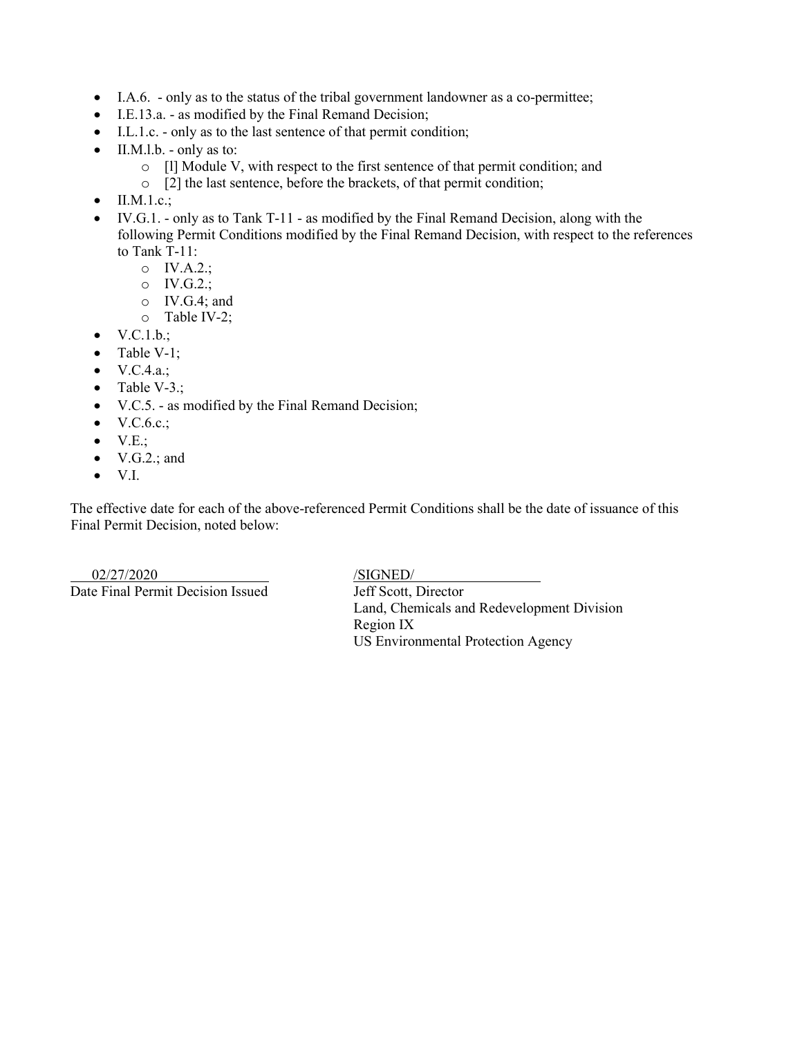- I.A.6. - only as to the status of the tribal government landowner as a co-permittee;
- I.E.13.a. - as modified by the Final Remand Decision;
- I.L.1.c. - only as to the last sentence of that permit condition;
- II.M.l.b. - only as to:
  - [l] Module V, with respect to the first sentence of that permit condition; and
  - [2] the last sentence, before the brackets, of that permit condition;
- II.M.1.c.;
- IV.G.1. - only as to Tank T-11 - as modified by the Final Remand Decision, along with the following Permit Conditions modified by the Final Remand Decision, with respect to the references to Tank T-11:
  - IV.A.2.;
  - IV.G.2.;
  - IV.G.4; and
  - Table IV-2;
- V.C.1.b.;
- Table V-1;
- V.C.4.a.;
- Table V-3.;
- V.C.5. - as modified by the Final Remand Decision;
- V.C.6.c.;
- V.E.;
- V.G.2.; and
- V.I.

The effective date for each of the above-referenced Permit Conditions shall be the date of issuance of this Final Permit Decision, noted below:

02/27/2020
Date Final Permit Decision Issued

/SIGNED/
Jeff Scott, Director
Land, Chemicals and Redevelopment Division
Region IX
US Environmental Protection Agency